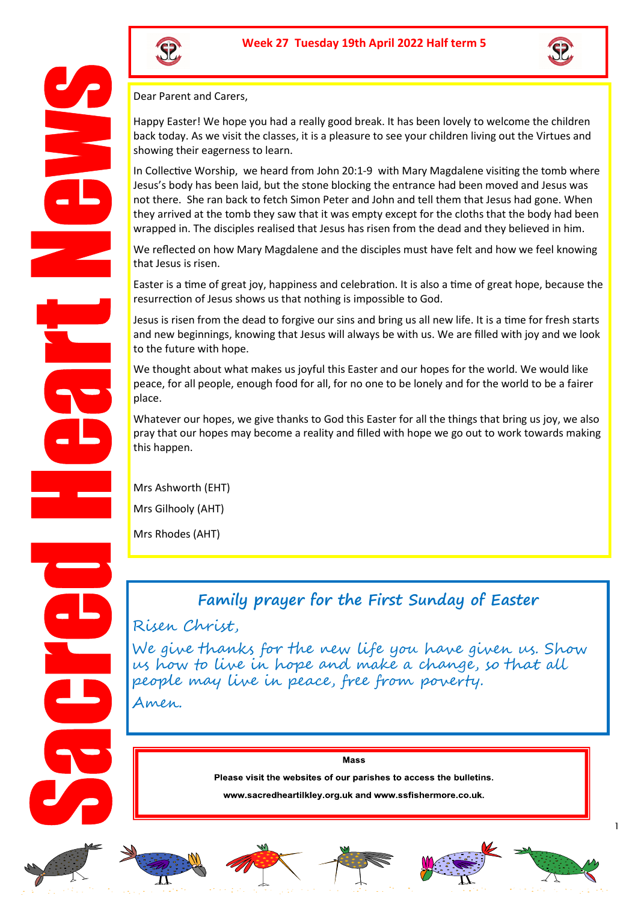# Sacred Heart News

**Week 27 Tuesday 19th April 2022 Half term 5**

Dear Parent and Carers,

Happy Easter! We hope you had a really good break. It has been lovely to welcome the children back today. As we visit the classes, it is a pleasure to see your children living out the Virtues and showing their eagerness to learn.

In Collective Worship, we heard from John 20:1-9 with Mary Magdalene visiting the tomb where Jesus's body has been laid, but the stone blocking the entrance had been moved and Jesus was not there. She ran back to fetch Simon Peter and John and tell them that Jesus had gone. When they arrived at the tomb they saw that it was empty except for the cloths that the body had been wrapped in. The disciples realised that Jesus has risen from the dead and they believed in him.

We reflected on how Mary Magdalene and the disciples must have felt and how we feel knowing that Jesus is risen.

Easter is a time of great joy, happiness and celebration. It is also a time of great hope, because the resurrection of Jesus shows us that nothing is impossible to God.

Jesus is risen from the dead to forgive our sins and bring us all new life. It is a time for fresh starts and new beginnings, knowing that Jesus will always be with us. We are filled with joy and we look to the future with hope.

We thought about what makes us joyful this Easter and our hopes for the world. We would like peace, for all people, enough food for all, for no one to be lonely and for the world to be a fairer place.

Whatever our hopes, we give thanks to God this Easter for all the things that bring us joy, we also pray that our hopes may become a reality and filled with hope we go out to work towards making this happen.

Mrs Ashworth (EHT)

Mrs Gilhooly (AHT)

Mrs Rhodes (AHT)

## Family prayer for the First Sunday of Easter

*Risen Christ,*

*We give thanks for the new life you have given us. Show us how to live in hope and make a change, so that all people may live in peace, free from poverty.*

*Amen.*

**Mass**

**Please visit the websites of our parishes to access the bulletins.**

**www.sacredheartilkley.org.uk and www.ssfishermore.co.uk.**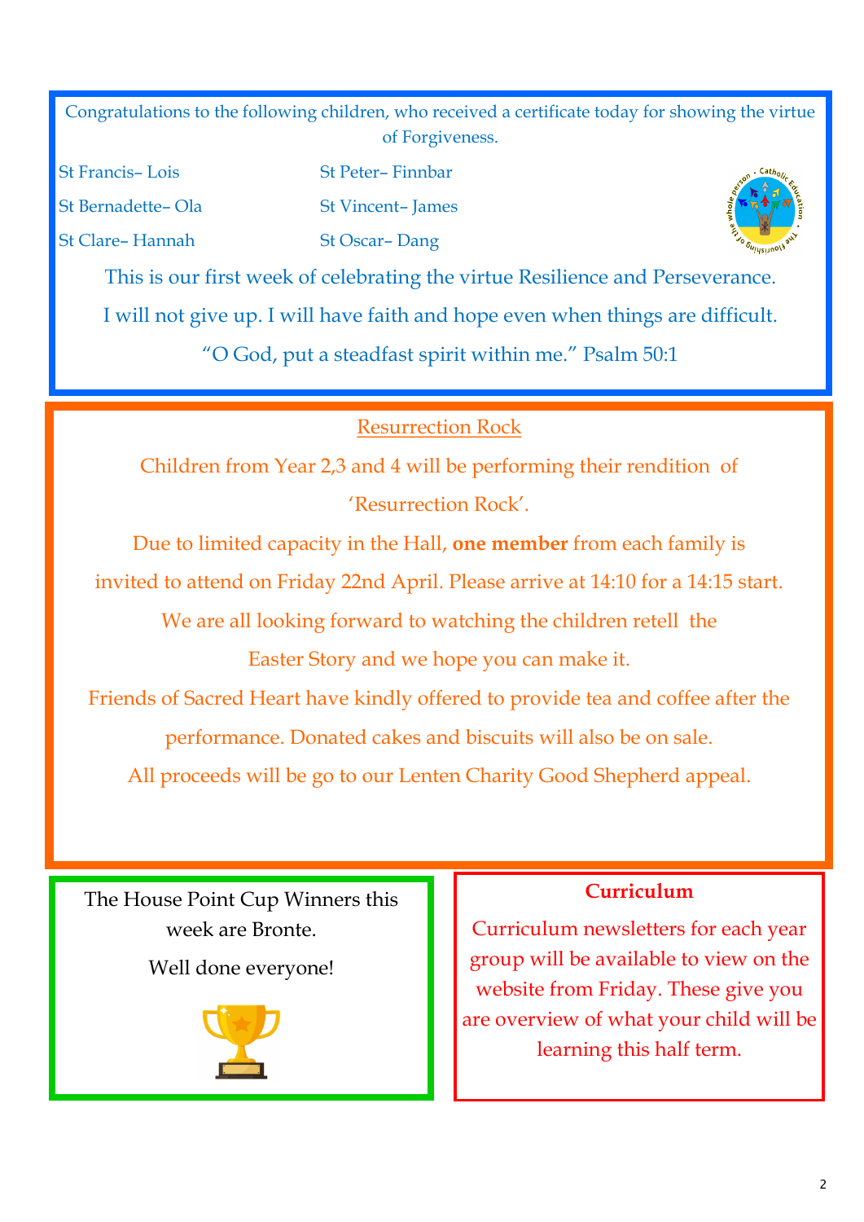Congratulations to the following children, who received a certificate today for showing the virtue of Forgiveness.

St Francis– Lois

St Bernadette– Ola

St Clare– Hannah

St Peter– Finnbar

St Vincent– James

St Oscar– Dang

This is our first week of celebrating the virtue Resilience and Perseverance.

I will not give up. I will have faith and hope even when things are difficult.

"O God, put a steadfast spirit within me." Psalm 50:1

## Resurrection Rock

Children from Year 2,3 and 4 will be performing their rendition of 'Resurrection Rock'.

Due to limited capacity in the Hall, **one member** from each family is invited to attend on Friday 22nd April. Please arrive at 14:10 for a 14:15 start.

We are all looking forward to watching the children retell the Easter Story and we hope you can make it.

Friends of Sacred Heart have kindly offered to provide tea and coffee after the performance. Donated cakes and biscuits will also be on sale.

All proceeds will be go to our Lenten Charity Good Shepherd appeal.

The House Point Cup Winners this week are Bronte.

Well done everyone!

## Curriculum

Curriculum newsletters for each year group will be available to view on the website from Friday. These give you are overview of what your child will be learning this half term.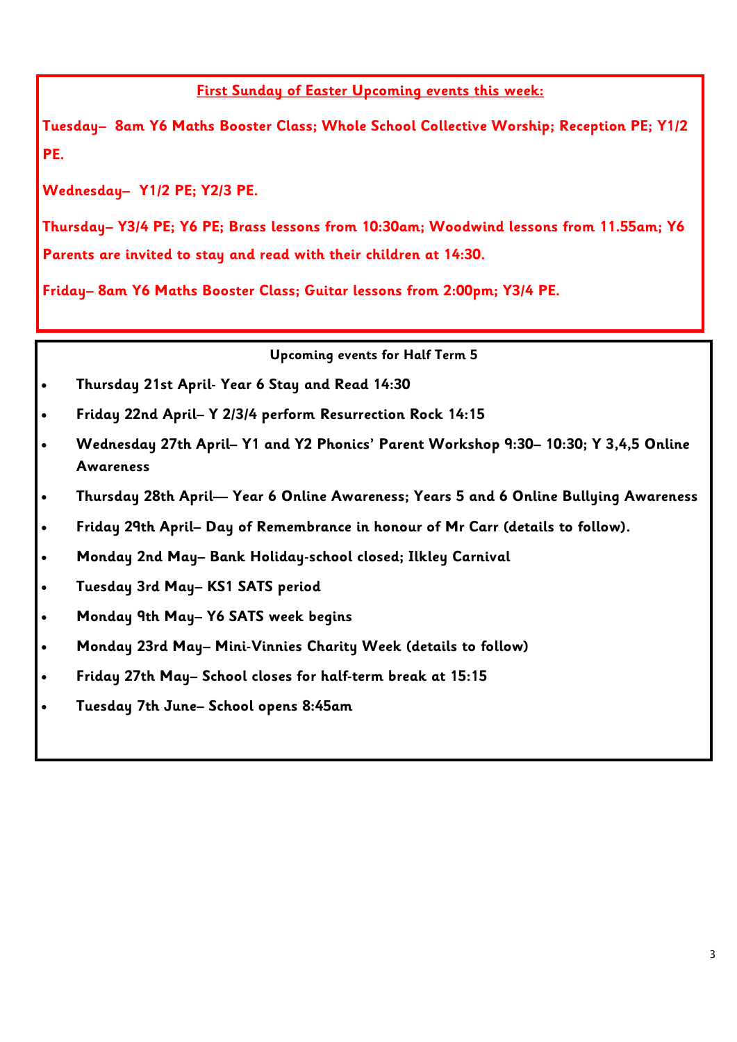**First Sunday of Easter Upcoming events this week:**

**Tuesday– 8am Y6 Maths Booster Class; Whole School Collective Worship; Reception PE; Y1/2 PE.**

**Wednesday– Y1/2 PE; Y2/3 PE.**

**Thursday– Y3/4 PE; Y6 PE; Brass lessons from 10:30am; Woodwind lessons from 11.55am; Y6 Parents are invited to stay and read with their children at 14:30.**

**Friday– 8am Y6 Maths Booster Class; Guitar lessons from 2:00pm; Y3/4 PE.**

**Upcoming events for Half Term 5**

- **Thursday 21st April- Year 6 Stay and Read 14:30**
- **Friday 22nd April– Y 2/3/4 perform Resurrection Rock 14:15**
- **Wednesday 27th April– Y1 and Y2 Phonics' Parent Workshop 9:30– 10:30; Y 3,4,5 Online Awareness**
- **Thursday 28th April— Year 6 Online Awareness; Years 5 and 6 Online Bullying Awareness**
- **Friday 29th April– Day of Remembrance in honour of Mr Carr (details to follow).**
- **Monday 2nd May– Bank Holiday-school closed; Ilkley Carnival**
- **Tuesday 3rd May– KS1 SATS period**
- **Monday 9th May– Y6 SATS week begins**
- **Monday 23rd May– Mini-Vinnies Charity Week (details to follow)**
- **Friday 27th May– School closes for half-term break at 15:15**
- **Tuesday 7th June– School opens 8:45am**